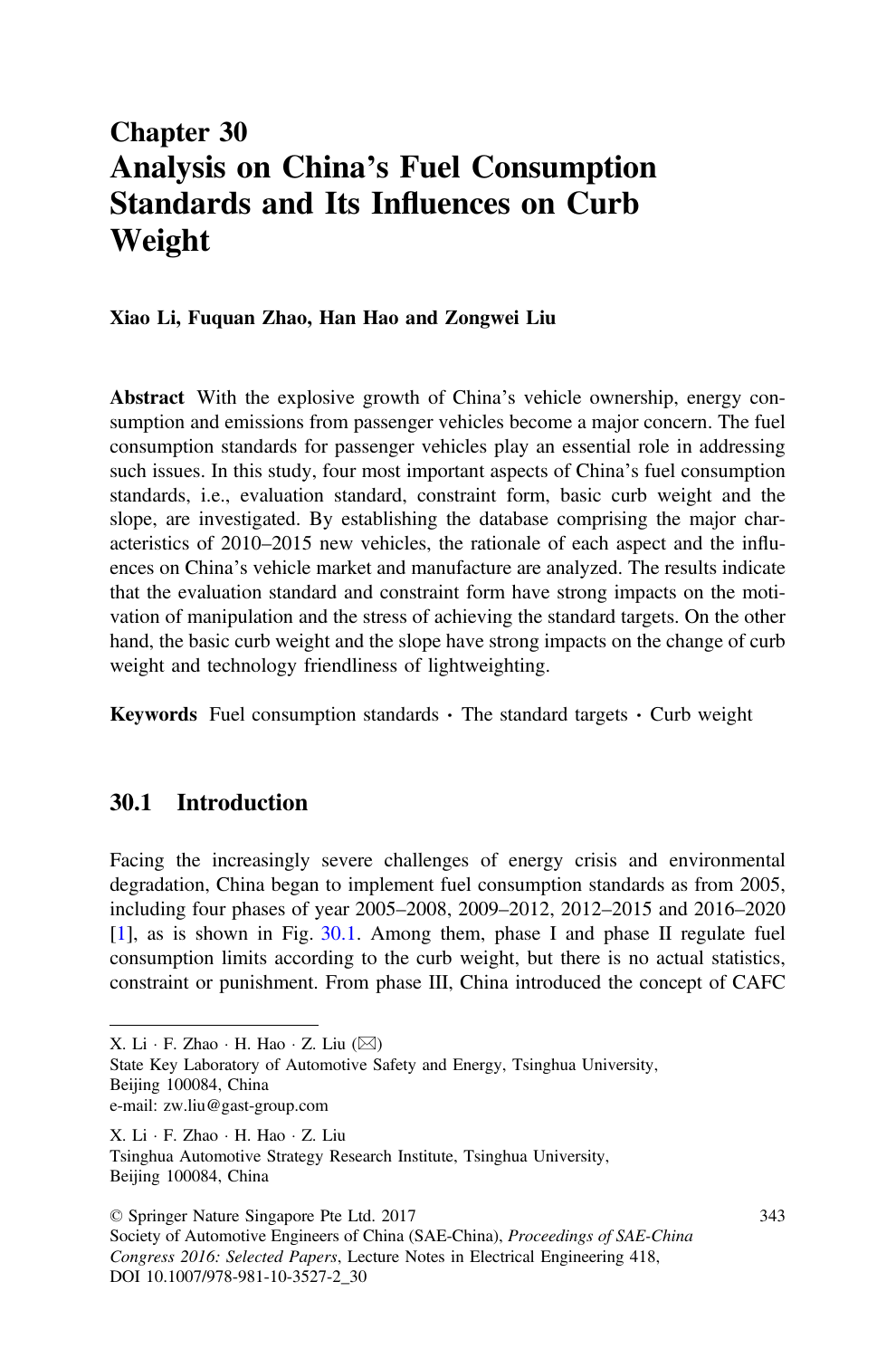# Chapter 30
# Analysis on China's Fuel Consumption Standards and Its Influences on Curb Weight

**Xiao Li, Fuquan Zhao, Han Hao and Zongwei Liu**

**Abstract** With the explosive growth of China's vehicle ownership, energy consumption and emissions from passenger vehicles become a major concern. The fuel consumption standards for passenger vehicles play an essential role in addressing such issues. In this study, four most important aspects of China's fuel consumption standards, i.e., evaluation standard, constraint form, basic curb weight and the slope, are investigated. By establishing the database comprising the major characteristics of 2010–2015 new vehicles, the rationale of each aspect and the influences on China's vehicle market and manufacture are analyzed. The results indicate that the evaluation standard and constraint form have strong impacts on the motivation of manipulation and the stress of achieving the standard targets. On the other hand, the basic curb weight and the slope have strong impacts on the change of curb weight and technology friendliness of lightweighting.

**Keywords** Fuel consumption standards · The standard targets · Curb weight

## 30.1 Introduction

Facing the increasingly severe challenges of energy crisis and environmental degradation, China began to implement fuel consumption standards as from 2005, including four phases of year 2005–2008, 2009–2012, 2012–2015 and 2016–2020 [1], as is shown in Fig. 30.1. Among them, phase I and phase II regulate fuel consumption limits according to the curb weight, but there is no actual statistics, constraint or punishment. From phase III, China introduced the concept of CAFC

---

X. Li · F. Zhao · H. Hao · Z. Liu (✉)
State Key Laboratory of Automotive Safety and Energy, Tsinghua University, Beijing 100084, China
e-mail: zw.liu@gast-group.com

X. Li · F. Zhao · H. Hao · Z. Liu
Tsinghua Automotive Strategy Research Institute, Tsinghua University, Beijing 100084, China

© Springer Nature Singapore Pte Ltd. 2017
Society of Automotive Engineers of China (SAE-China), *Proceedings of SAE-China Congress 2016: Selected Papers*, Lecture Notes in Electrical Engineering 418, DOI 10.1007/978-981-10-3527-2_30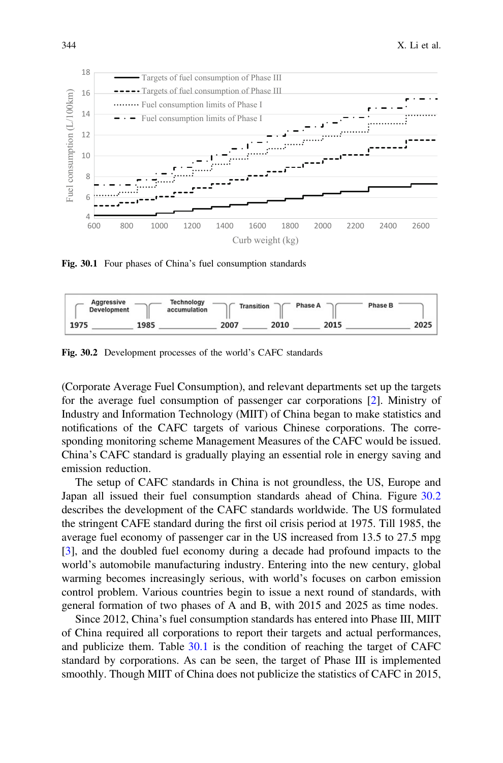Fig. 30.1 Four phases of China's fuel consumption standards

Fig. 30.2 Development processes of the world's CAFC standards

(Corporate Average Fuel Consumption), and relevant departments set up the targets for the average fuel consumption of passenger car corporations [2]. Ministry of Industry and Information Technology (MIIT) of China began to make statistics and notifications of the CAFC targets of various Chinese corporations. The corresponding monitoring scheme Management Measures of the CAFC would be issued. China's CAFC standard is gradually playing an essential role in energy saving and emission reduction.

The setup of CAFC standards in China is not groundless, the US, Europe and Japan all issued their fuel consumption standards ahead of China. Figure 30.2 describes the development of the CAFC standards worldwide. The US formulated the stringent CAFE standard during the first oil crisis period at 1975. Till 1985, the average fuel economy of passenger car in the US increased from 13.5 to 27.5 mpg [3], and the doubled fuel economy during a decade had profound impacts to the world's automobile manufacturing industry. Entering into the new century, global warming becomes increasingly serious, with world's focuses on carbon emission control problem. Various countries begin to issue a next round of standards, with general formation of two phases of A and B, with 2015 and 2025 as time nodes.

Since 2012, China's fuel consumption standards has entered into Phase III, MIIT of China required all corporations to report their targets and actual performances, and publicize them. Table 30.1 is the condition of reaching the target of CAFC standard by corporations. As can be seen, the target of Phase III is implemented smoothly. Though MIIT of China does not publicize the statistics of CAFC in 2015,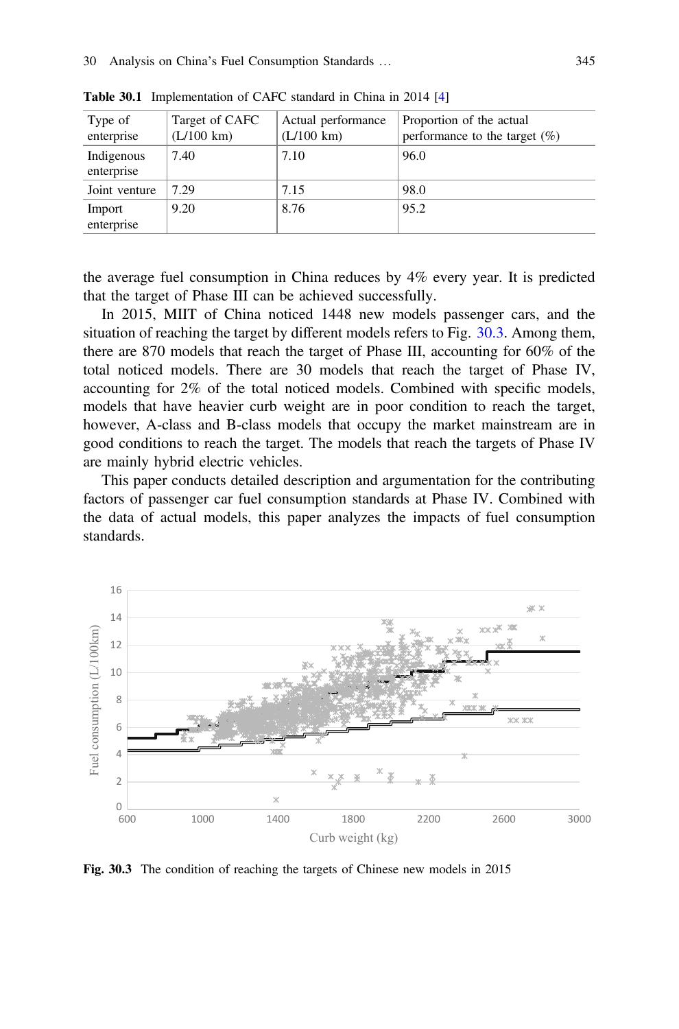**Table 30.1** Implementation of CAFC standard in China in 2014 [4]

| Type of enterprise | Target of CAFC (L/100 km) | Actual performance (L/100 km) | Proportion of the actual performance to the target (%) |
|---|---|---|---|
| Indigenous enterprise | 7.40 | 7.10 | 96.0 |
| Joint venture | 7.29 | 7.15 | 98.0 |
| Import enterprise | 9.20 | 8.76 | 95.2 |

the average fuel consumption in China reduces by 4% every year. It is predicted that the target of Phase III can be achieved successfully.

In 2015, MIIT of China noticed 1448 new models passenger cars, and the situation of reaching the target by different models refers to Fig. 30.3. Among them, there are 870 models that reach the target of Phase III, accounting for 60% of the total noticed models. There are 30 models that reach the target of Phase IV, accounting for 2% of the total noticed models. Combined with specific models, models that have heavier curb weight are in poor condition to reach the target, however, A-class and B-class models that occupy the market mainstream are in good conditions to reach the target. The models that reach the targets of Phase IV are mainly hybrid electric vehicles.

This paper conducts detailed description and argumentation for the contributing factors of passenger car fuel consumption standards at Phase IV. Combined with the data of actual models, this paper analyzes the impacts of fuel consumption standards.

**Fig. 30.3** The condition of reaching the targets of Chinese new models in 2015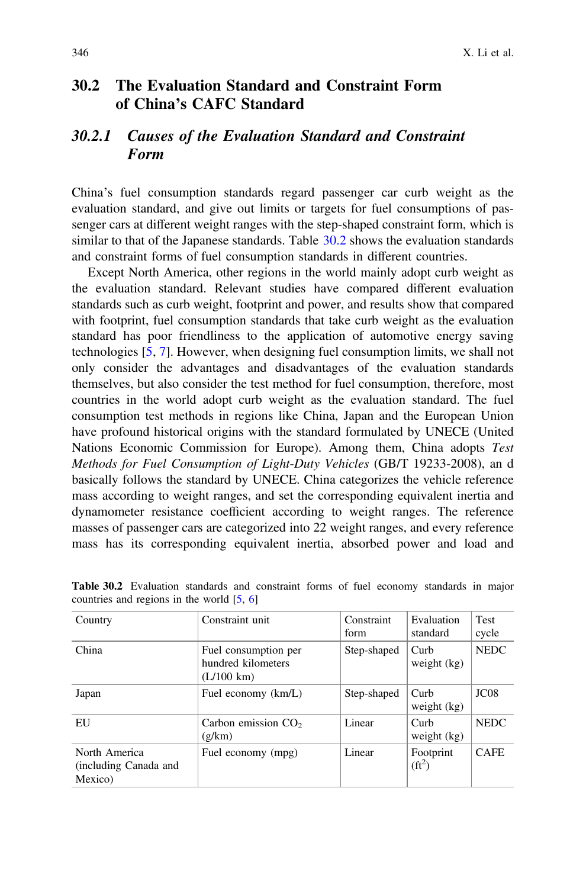## 30.2 The Evaluation Standard and Constraint Form of China's CAFC Standard

### *30.2.1 Causes of the Evaluation Standard and Constraint Form*

China's fuel consumption standards regard passenger car curb weight as the evaluation standard, and give out limits or targets for fuel consumptions of passenger cars at different weight ranges with the step-shaped constraint form, which is similar to that of the Japanese standards. Table 30.2 shows the evaluation standards and constraint forms of fuel consumption standards in different countries.

Except North America, other regions in the world mainly adopt curb weight as the evaluation standard. Relevant studies have compared different evaluation standards such as curb weight, footprint and power, and results show that compared with footprint, fuel consumption standards that take curb weight as the evaluation standard has poor friendliness to the application of automotive energy saving technologies [5, 7]. However, when designing fuel consumption limits, we shall not only consider the advantages and disadvantages of the evaluation standards themselves, but also consider the test method for fuel consumption, therefore, most countries in the world adopt curb weight as the evaluation standard. The fuel consumption test methods in regions like China, Japan and the European Union have profound historical origins with the standard formulated by UNECE (United Nations Economic Commission for Europe). Among them, China adopts *Test Methods for Fuel Consumption of Light-Duty Vehicles* (GB/T 19233-2008), an d basically follows the standard by UNECE. China categorizes the vehicle reference mass according to weight ranges, and set the corresponding equivalent inertia and dynamometer resistance coefficient according to weight ranges. The reference masses of passenger cars are categorized into 22 weight ranges, and every reference mass has its corresponding equivalent inertia, absorbed power and load and

**Table 30.2** Evaluation standards and constraint forms of fuel economy standards in major countries and regions in the world [5, 6]

| Country | Constraint unit | Constraint form | Evaluation standard | Test cycle |
|---|---|---|---|---|
| China | Fuel consumption per hundred kilometers (L/100 km) | Step-shaped | Curb weight (kg) | NEDC |
| Japan | Fuel economy (km/L) | Step-shaped | Curb weight (kg) | JC08 |
| EU | Carbon emission $CO_2$ (g/km) | Linear | Curb weight (kg) | NEDC |
| North America (including Canada and Mexico) | Fuel economy (mpg) | Linear | Footprint ($ft^2$) | CAFE |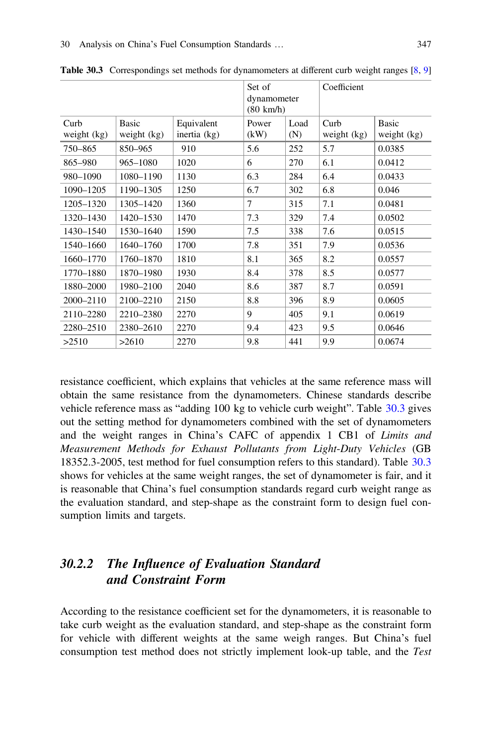Table 30.3 Correspondings set methods for dynamometers at different curb weight ranges [8, 9]

| | | | Set of dynamometer (80 km/h) | | Coefficient | |
|---|---|---|---|---|---|---|
| Curb weight (kg) | Basic weight (kg) | Equivalent inertia (kg) | Power (kW) | Load (N) | Curb weight (kg) | Basic weight (kg) |
| 750–865 | 850–965 | 910 | 5.6 | 252 | 5.7 | 0.0385 |
| 865–980 | 965–1080 | 1020 | 6 | 270 | 6.1 | 0.0412 |
| 980–1090 | 1080–1190 | 1130 | 6.3 | 284 | 6.4 | 0.0433 |
| 1090–1205 | 1190–1305 | 1250 | 6.7 | 302 | 6.8 | 0.046 |
| 1205–1320 | 1305–1420 | 1360 | 7 | 315 | 7.1 | 0.0481 |
| 1320–1430 | 1420–1530 | 1470 | 7.3 | 329 | 7.4 | 0.0502 |
| 1430–1540 | 1530–1640 | 1590 | 7.5 | 338 | 7.6 | 0.0515 |
| 1540–1660 | 1640–1760 | 1700 | 7.8 | 351 | 7.9 | 0.0536 |
| 1660–1770 | 1760–1870 | 1810 | 8.1 | 365 | 8.2 | 0.0557 |
| 1770–1880 | 1870–1980 | 1930 | 8.4 | 378 | 8.5 | 0.0577 |
| 1880–2000 | 1980–2100 | 2040 | 8.6 | 387 | 8.7 | 0.0591 |
| 2000–2110 | 2100–2210 | 2150 | 8.8 | 396 | 8.9 | 0.0605 |
| 2110–2280 | 2210–2380 | 2270 | 9 | 405 | 9.1 | 0.0619 |
| 2280–2510 | 2380–2610 | 2270 | 9.4 | 423 | 9.5 | 0.0646 |
| >2510 | >2610 | 2270 | 9.8 | 441 | 9.9 | 0.0674 |

resistance coefficient, which explains that vehicles at the same reference mass will obtain the same resistance from the dynamometers. Chinese standards describe vehicle reference mass as "adding 100 kg to vehicle curb weight". Table 30.3 gives out the setting method for dynamometers combined with the set of dynamometers and the weight ranges in China's CAFC of appendix 1 CB1 of *Limits and Measurement Methods for Exhaust Pollutants from Light-Duty Vehicles* (GB 18352.3-2005, test method for fuel consumption refers to this standard). Table 30.3 shows for vehicles at the same weight ranges, the set of dynamometer is fair, and it is reasonable that China's fuel consumption standards regard curb weight range as the evaluation standard, and step-shape as the constraint form to design fuel consumption limits and targets.

### 30.2.2 The Influence of Evaluation Standard and Constraint Form

According to the resistance coefficient set for the dynamometers, it is reasonable to take curb weight as the evaluation standard, and step-shape as the constraint form for vehicle with different weights at the same weigh ranges. But China's fuel consumption test method does not strictly implement look-up table, and the *Test*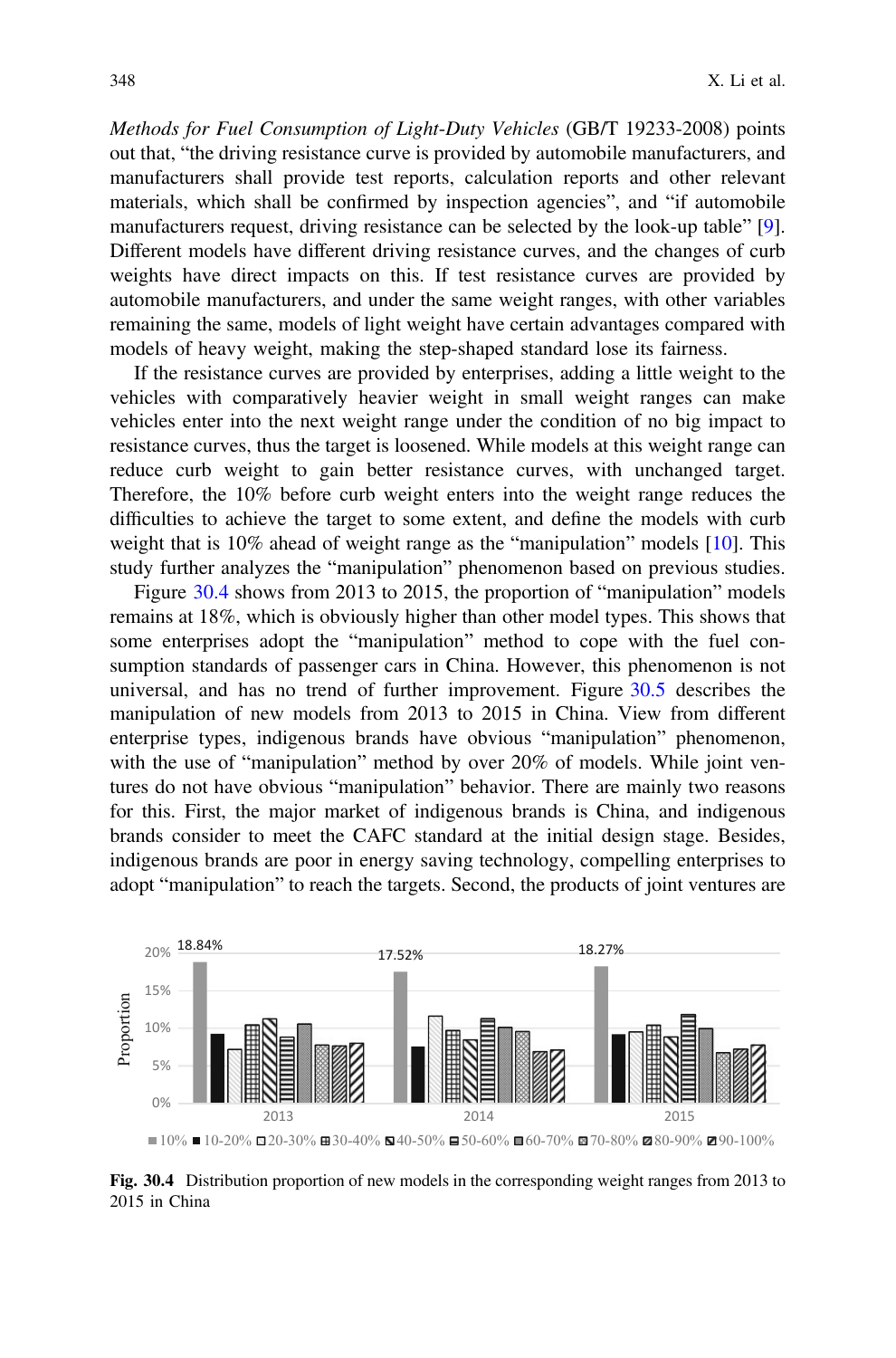*Methods for Fuel Consumption of Light-Duty Vehicles* (GB/T 19233-2008) points out that, "the driving resistance curve is provided by automobile manufacturers, and manufacturers shall provide test reports, calculation reports and other relevant materials, which shall be confirmed by inspection agencies", and "if automobile manufacturers request, driving resistance can be selected by the look-up table" [9]. Different models have different driving resistance curves, and the changes of curb weights have direct impacts on this. If test resistance curves are provided by automobile manufacturers, and under the same weight ranges, with other variables remaining the same, models of light weight have certain advantages compared with models of heavy weight, making the step-shaped standard lose its fairness.

If the resistance curves are provided by enterprises, adding a little weight to the vehicles with comparatively heavier weight in small weight ranges can make vehicles enter into the next weight range under the condition of no big impact to resistance curves, thus the target is loosened. While models at this weight range can reduce curb weight to gain better resistance curves, with unchanged target. Therefore, the 10% before curb weight enters into the weight range reduces the difficulties to achieve the target to some extent, and define the models with curb weight that is 10% ahead of weight range as the "manipulation" models [10]. This study further analyzes the "manipulation" phenomenon based on previous studies.

Figure 30.4 shows from 2013 to 2015, the proportion of "manipulation" models remains at 18%, which is obviously higher than other model types. This shows that some enterprises adopt the "manipulation" method to cope with the fuel consumption standards of passenger cars in China. However, this phenomenon is not universal, and has no trend of further improvement. Figure 30.5 describes the manipulation of new models from 2013 to 2015 in China. View from different enterprise types, indigenous brands have obvious "manipulation" phenomenon, with the use of "manipulation" method by over 20% of models. While joint ventures do not have obvious "manipulation" behavior. There are mainly two reasons for this. First, the major market of indigenous brands is China, and indigenous brands consider to meet the CAFC standard at the initial design stage. Besides, indigenous brands are poor in energy saving technology, compelling enterprises to adopt "manipulation" to reach the targets. Second, the products of joint ventures are

**Fig. 30.4** Distribution proportion of new models in the corresponding weight ranges from 2013 to 2015 in China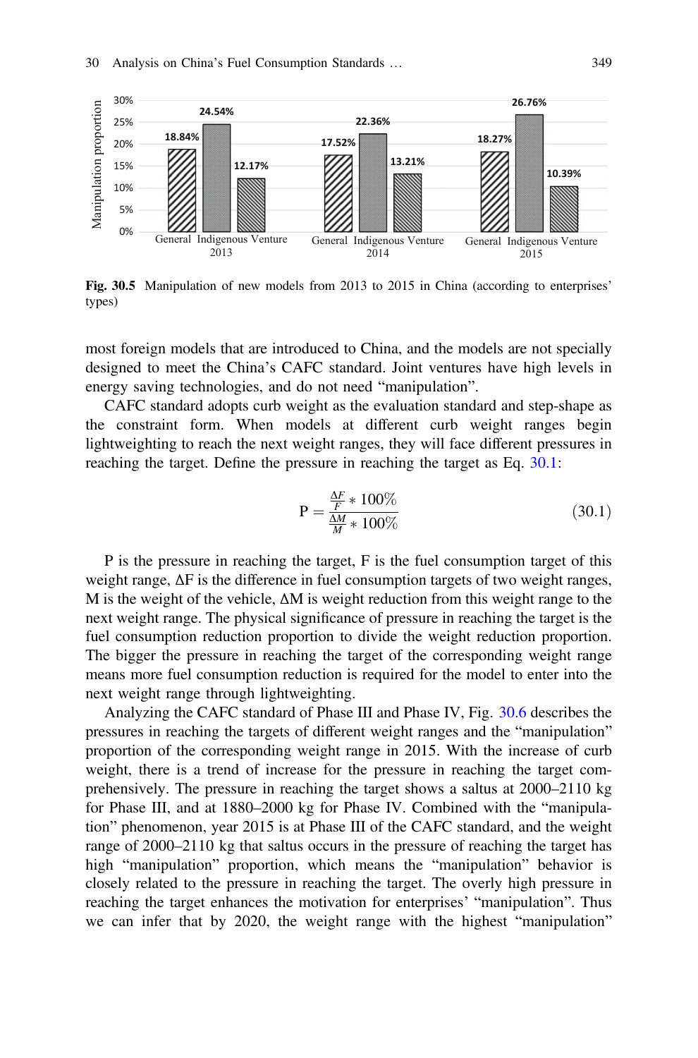Fig. 30.5 Manipulation of new models from 2013 to 2015 in China (according to enterprises' types)

most foreign models that are introduced to China, and the models are not specially designed to meet the China's CAFC standard. Joint ventures have high levels in energy saving technologies, and do not need "manipulation".

CAFC standard adopts curb weight as the evaluation standard and step-shape as the constraint form. When models at different curb weight ranges begin lightweighting to reach the next weight ranges, they will face different pressures in reaching the target. Define the pressure in reaching the target as Eq. 30.1:

$$\mathrm{P} = \frac{\frac{\Delta F}{F} * 100\%}{\frac{\Delta M}{M} * 100\%} \tag{30.1}$$

P is the pressure in reaching the target, F is the fuel consumption target of this weight range, ΔF is the difference in fuel consumption targets of two weight ranges, M is the weight of the vehicle, ΔM is weight reduction from this weight range to the next weight range. The physical significance of pressure in reaching the target is the fuel consumption reduction proportion to divide the weight reduction proportion. The bigger the pressure in reaching the target of the corresponding weight range means more fuel consumption reduction is required for the model to enter into the next weight range through lightweighting.

Analyzing the CAFC standard of Phase III and Phase IV, Fig. 30.6 describes the pressures in reaching the targets of different weight ranges and the "manipulation" proportion of the corresponding weight range in 2015. With the increase of curb weight, there is a trend of increase for the pressure in reaching the target comprehensively. The pressure in reaching the target shows a saltus at 2000–2110 kg for Phase III, and at 1880–2000 kg for Phase IV. Combined with the "manipulation" phenomenon, year 2015 is at Phase III of the CAFC standard, and the weight range of 2000–2110 kg that saltus occurs in the pressure of reaching the target has high "manipulation" proportion, which means the "manipulation" behavior is closely related to the pressure in reaching the target. The overly high pressure in reaching the target enhances the motivation for enterprises' "manipulation". Thus we can infer that by 2020, the weight range with the highest "manipulation"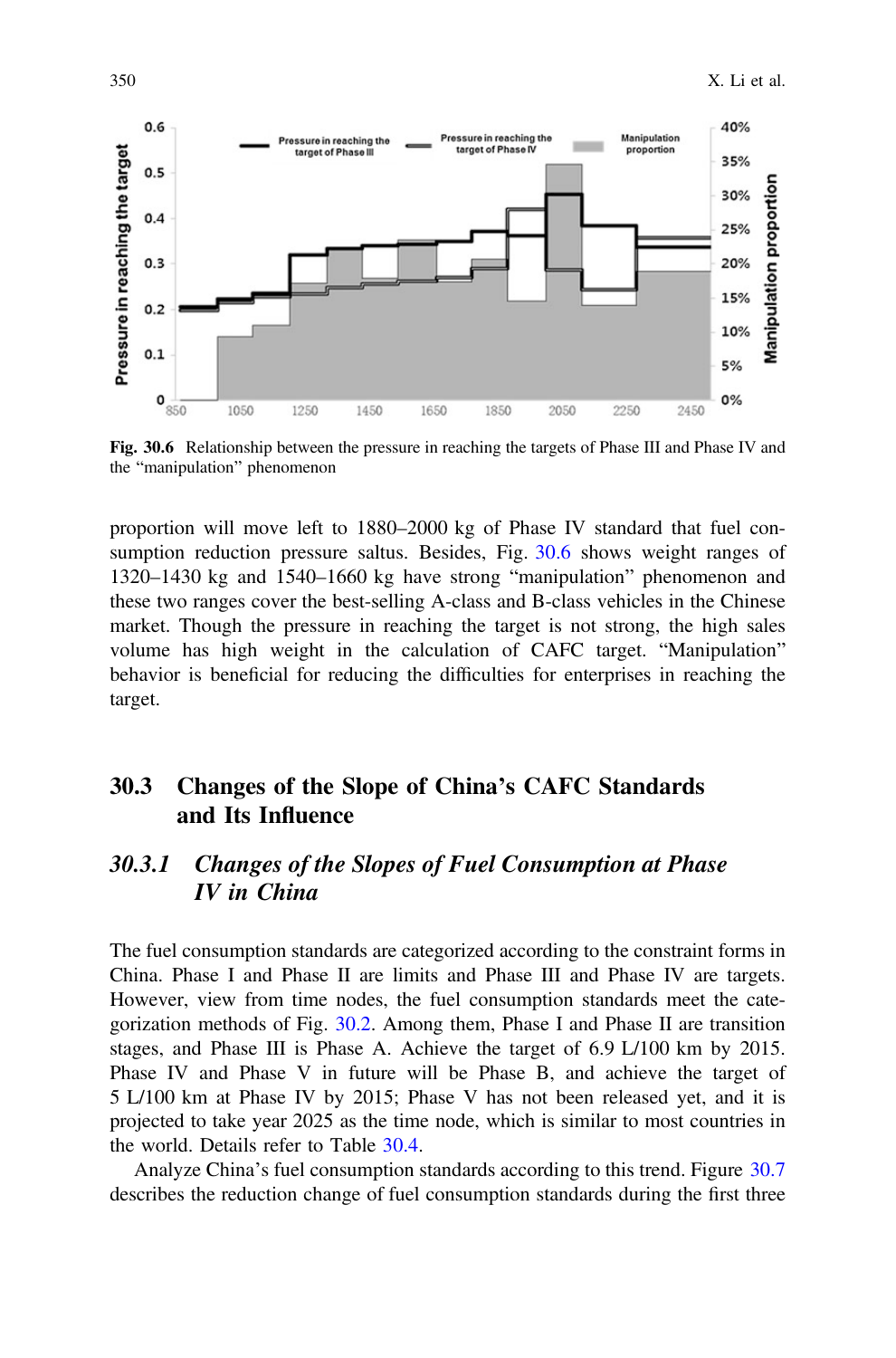Fig. 30.6 Relationship between the pressure in reaching the targets of Phase III and Phase IV and the "manipulation" phenomenon

proportion will move left to 1880–2000 kg of Phase IV standard that fuel consumption reduction pressure saltus. Besides, Fig. 30.6 shows weight ranges of 1320–1430 kg and 1540–1660 kg have strong "manipulation" phenomenon and these two ranges cover the best-selling A-class and B-class vehicles in the Chinese market. Though the pressure in reaching the target is not strong, the high sales volume has high weight in the calculation of CAFC target. "Manipulation" behavior is beneficial for reducing the difficulties for enterprises in reaching the target.

## 30.3 Changes of the Slope of China's CAFC Standards and Its Influence

### *30.3.1 Changes of the Slopes of Fuel Consumption at Phase IV in China*

The fuel consumption standards are categorized according to the constraint forms in China. Phase I and Phase II are limits and Phase III and Phase IV are targets. However, view from time nodes, the fuel consumption standards meet the categorization methods of Fig. 30.2. Among them, Phase I and Phase II are transition stages, and Phase III is Phase A. Achieve the target of 6.9 L/100 km by 2015. Phase IV and Phase V in future will be Phase B, and achieve the target of 5 L/100 km at Phase IV by 2015; Phase V has not been released yet, and it is projected to take year 2025 as the time node, which is similar to most countries in the world. Details refer to Table 30.4.

Analyze China's fuel consumption standards according to this trend. Figure 30.7 describes the reduction change of fuel consumption standards during the first three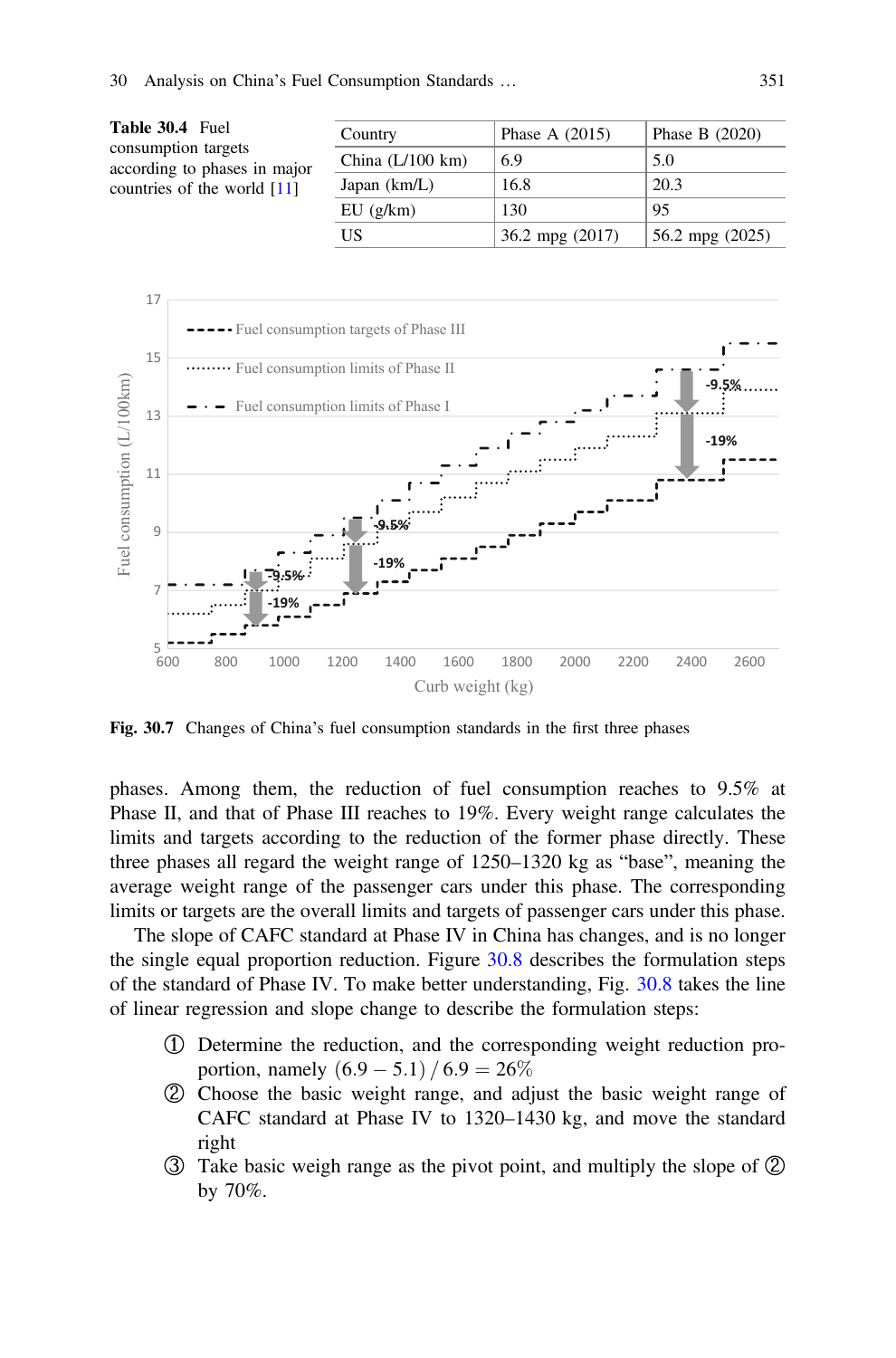**Table 30.4** Fuel consumption targets according to phases in major countries of the world [11]

| Country | Phase A (2015) | Phase B (2020) |
|---|---|---|
| China (L/100 km) | 6.9 | 5.0 |
| Japan (km/L) | 16.8 | 20.3 |
| EU (g/km) | 130 | 95 |
| US | 36.2 mpg (2017) | 56.2 mpg (2025) |

**Fig. 30.7** Changes of China's fuel consumption standards in the first three phases

phases. Among them, the reduction of fuel consumption reaches to 9.5% at Phase II, and that of Phase III reaches to 19%. Every weight range calculates the limits and targets according to the reduction of the former phase directly. These three phases all regard the weight range of 1250–1320 kg as "base", meaning the average weight range of the passenger cars under this phase. The corresponding limits or targets are the overall limits and targets of passenger cars under this phase.

The slope of CAFC standard at Phase IV in China has changes, and is no longer the single equal proportion reduction. Figure 30.8 describes the formulation steps of the standard of Phase IV. To make better understanding, Fig. 30.8 takes the line of linear regression and slope change to describe the formulation steps:

① Determine the reduction, and the corresponding weight reduction proportion, namely $(6.9 - 5.1) / 6.9 = 26\%$

② Choose the basic weight range, and adjust the basic weight range of CAFC standard at Phase IV to 1320–1430 kg, and move the standard right

③ Take basic weigh range as the pivot point, and multiply the slope of ② by 70%.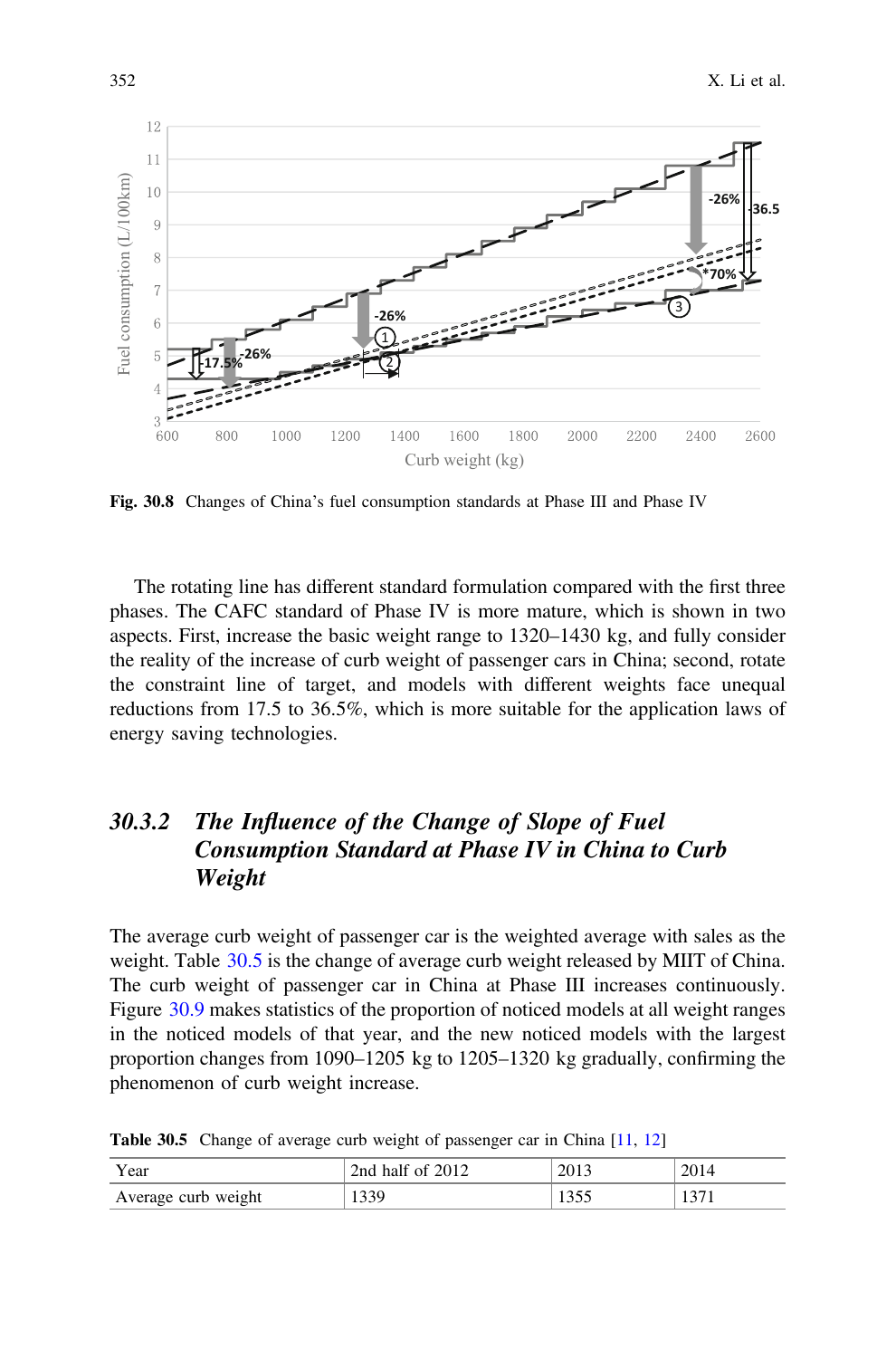Fig. 30.8 Changes of China's fuel consumption standards at Phase III and Phase IV

The rotating line has different standard formulation compared with the first three phases. The CAFC standard of Phase IV is more mature, which is shown in two aspects. First, increase the basic weight range to 1320–1430 kg, and fully consider the reality of the increase of curb weight of passenger cars in China; second, rotate the constraint line of target, and models with different weights face unequal reductions from 17.5 to 36.5%, which is more suitable for the application laws of energy saving technologies.

### 30.3.2 *The Influence of the Change of Slope of Fuel Consumption Standard at Phase IV in China to Curb Weight*

The average curb weight of passenger car is the weighted average with sales as the weight. Table 30.5 is the change of average curb weight released by MIIT of China. The curb weight of passenger car in China at Phase III increases continuously. Figure 30.9 makes statistics of the proportion of noticed models at all weight ranges in the noticed models of that year, and the new noticed models with the largest proportion changes from 1090–1205 kg to 1205–1320 kg gradually, confirming the phenomenon of curb weight increase.

**Table 30.5** Change of average curb weight of passenger car in China [11, 12]

| Year | 2nd half of 2012 | 2013 | 2014 |
|---|---|---|---|
| Average curb weight | 1339 | 1355 | 1371 |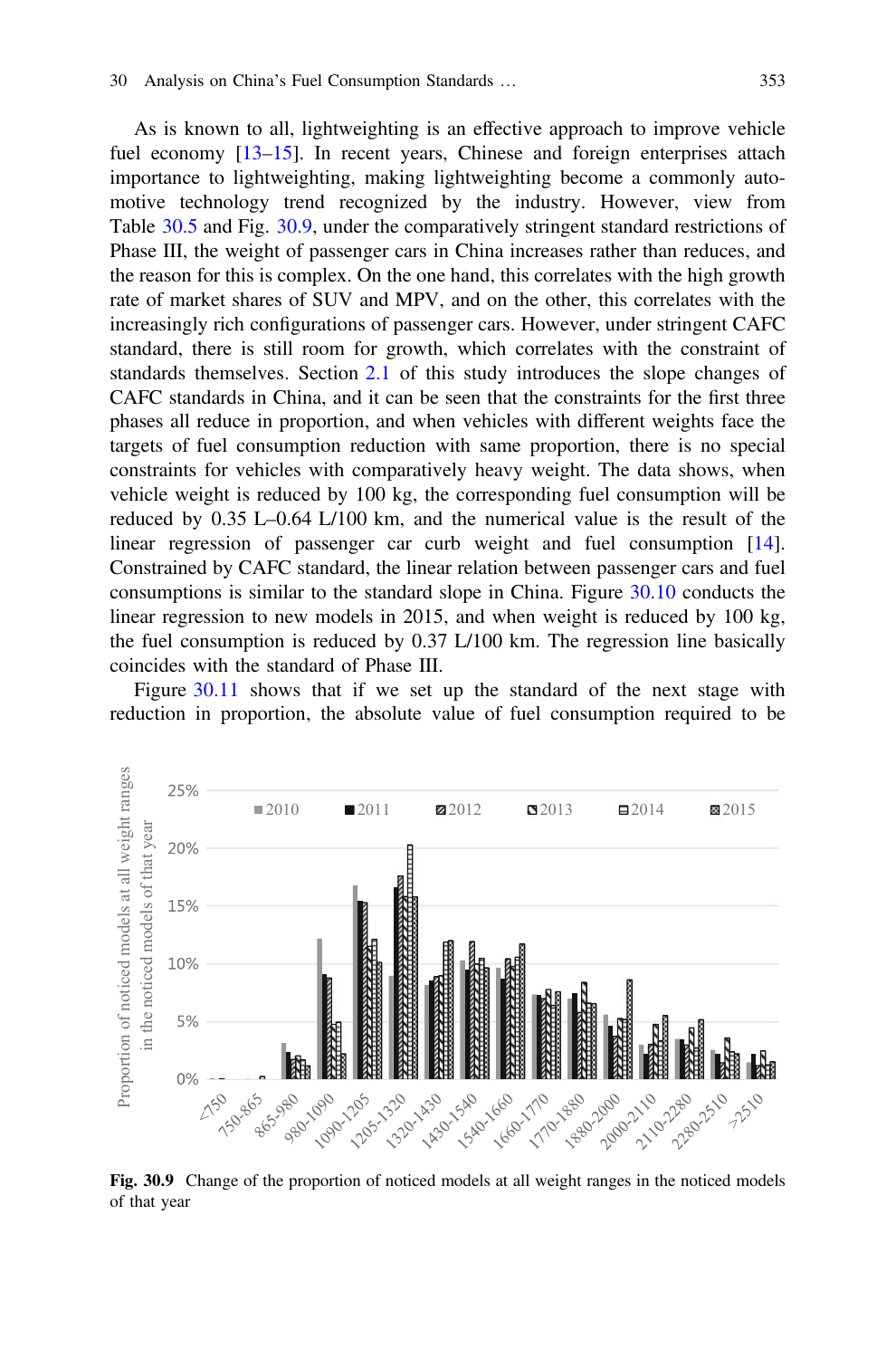As is known to all, lightweighting is an effective approach to improve vehicle fuel economy [13–15]. In recent years, Chinese and foreign enterprises attach importance to lightweighting, making lightweighting become a commonly automotive technology trend recognized by the industry. However, view from Table 30.5 and Fig. 30.9, under the comparatively stringent standard restrictions of Phase III, the weight of passenger cars in China increases rather than reduces, and the reason for this is complex. On the one hand, this correlates with the high growth rate of market shares of SUV and MPV, and on the other, this correlates with the increasingly rich configurations of passenger cars. However, under stringent CAFC standard, there is still room for growth, which correlates with the constraint of standards themselves. Section 2.1 of this study introduces the slope changes of CAFC standards in China, and it can be seen that the constraints for the first three phases all reduce in proportion, and when vehicles with different weights face the targets of fuel consumption reduction with same proportion, there is no special constraints for vehicles with comparatively heavy weight. The data shows, when vehicle weight is reduced by 100 kg, the corresponding fuel consumption will be reduced by 0.35 L–0.64 L/100 km, and the numerical value is the result of the linear regression of passenger car curb weight and fuel consumption [14]. Constrained by CAFC standard, the linear relation between passenger cars and fuel consumptions is similar to the standard slope in China. Figure 30.10 conducts the linear regression to new models in 2015, and when weight is reduced by 100 kg, the fuel consumption is reduced by 0.37 L/100 km. The regression line basically coincides with the standard of Phase III.

Figure 30.11 shows that if we set up the standard of the next stage with reduction in proportion, the absolute value of fuel consumption required to be

**Fig. 30.9** Change of the proportion of noticed models at all weight ranges in the noticed models of that year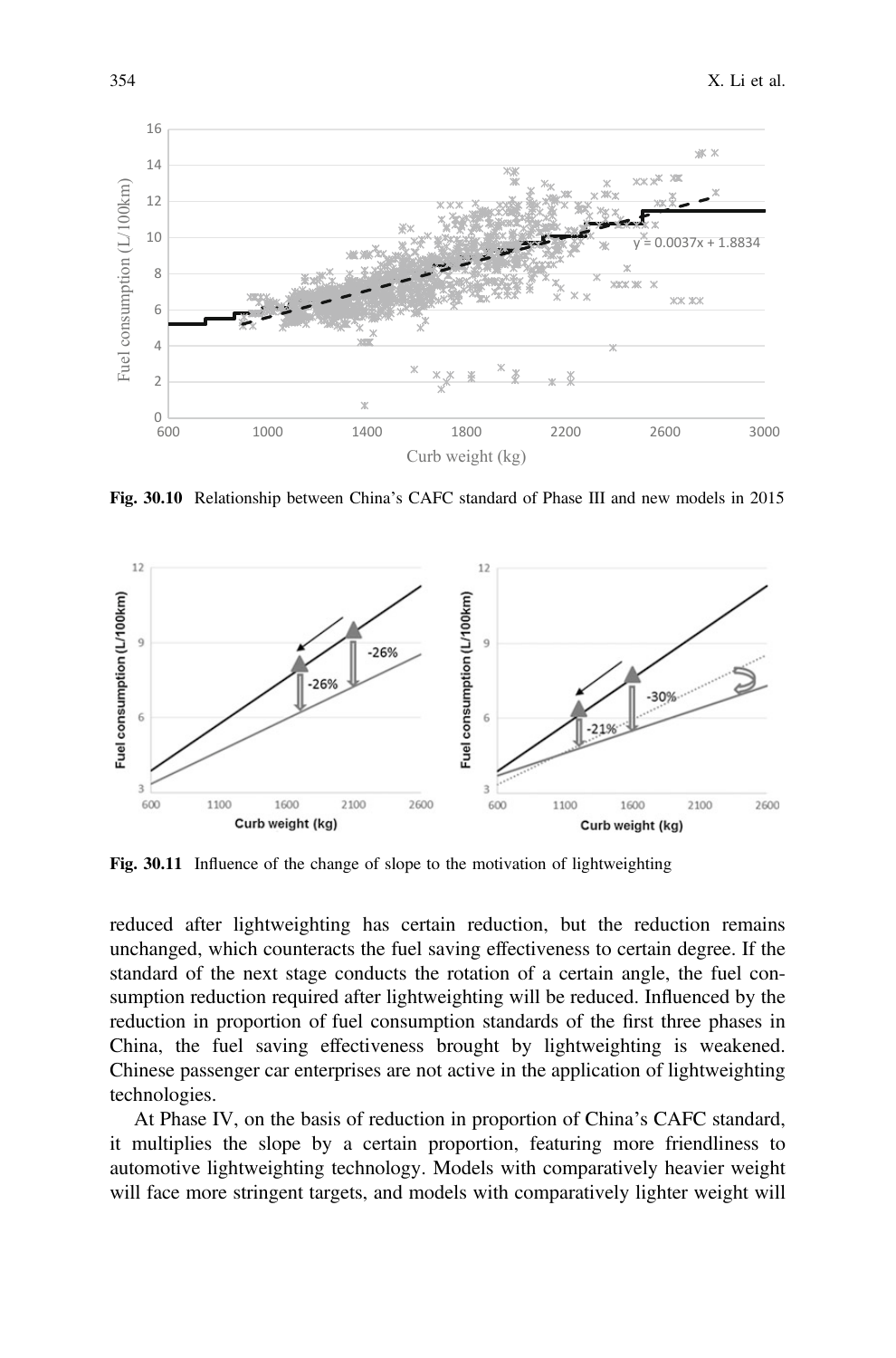Fig. 30.10 Relationship between China's CAFC standard of Phase III and new models in 2015

Fig. 30.11 Influence of the change of slope to the motivation of lightweighting

reduced after lightweighting has certain reduction, but the reduction remains unchanged, which counteracts the fuel saving effectiveness to certain degree. If the standard of the next stage conducts the rotation of a certain angle, the fuel consumption reduction required after lightweighting will be reduced. Influenced by the reduction in proportion of fuel consumption standards of the first three phases in China, the fuel saving effectiveness brought by lightweighting is weakened. Chinese passenger car enterprises are not active in the application of lightweighting technologies.

At Phase IV, on the basis of reduction in proportion of China's CAFC standard, it multiplies the slope by a certain proportion, featuring more friendliness to automotive lightweighting technology. Models with comparatively heavier weight will face more stringent targets, and models with comparatively lighter weight will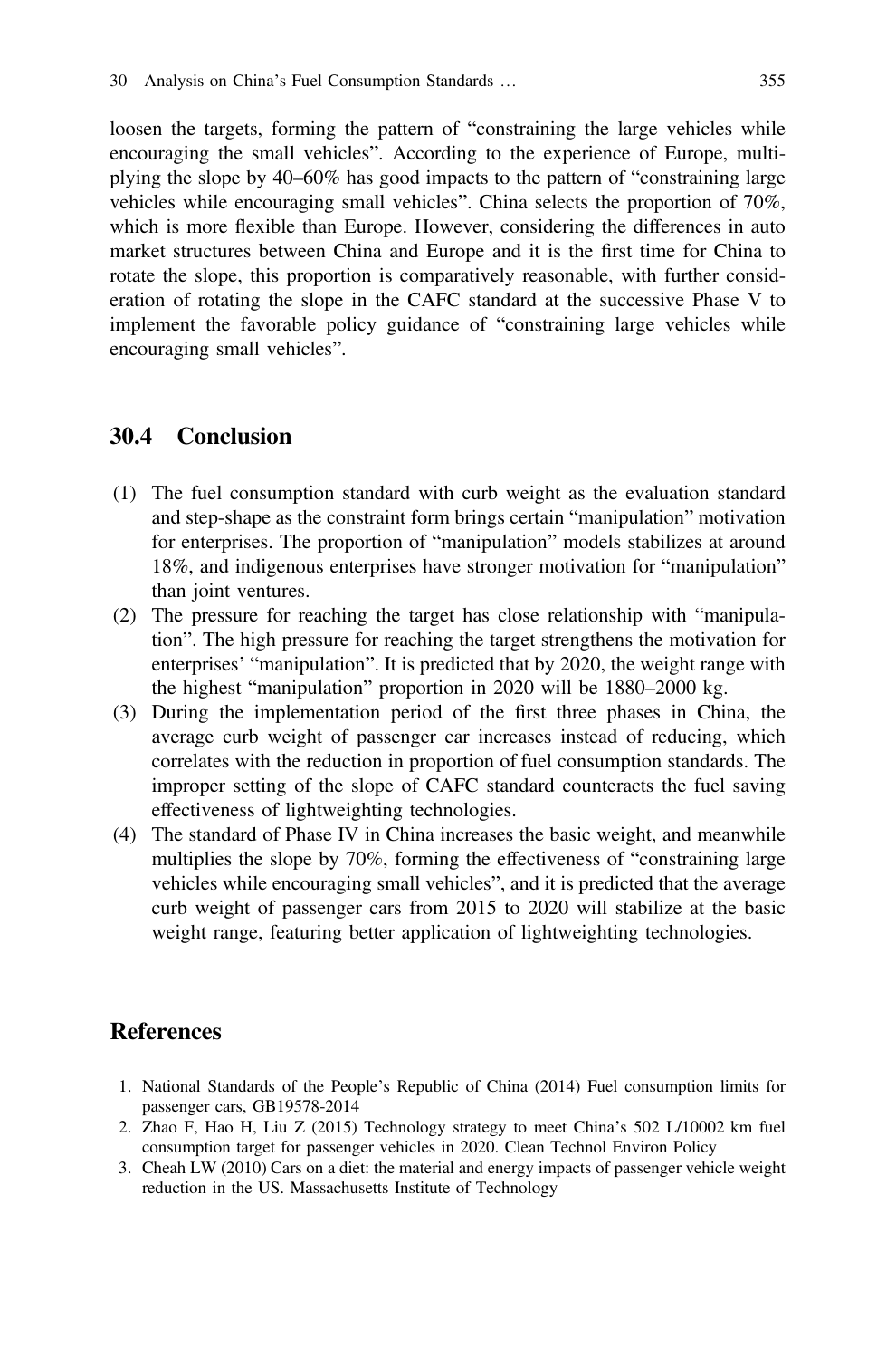loosen the targets, forming the pattern of "constraining the large vehicles while encouraging the small vehicles". According to the experience of Europe, multiplying the slope by 40–60% has good impacts to the pattern of "constraining large vehicles while encouraging small vehicles". China selects the proportion of 70%, which is more flexible than Europe. However, considering the differences in auto market structures between China and Europe and it is the first time for China to rotate the slope, this proportion is comparatively reasonable, with further consideration of rotating the slope in the CAFC standard at the successive Phase V to implement the favorable policy guidance of "constraining large vehicles while encouraging small vehicles".

## 30.4 Conclusion

(1) The fuel consumption standard with curb weight as the evaluation standard and step-shape as the constraint form brings certain "manipulation" motivation for enterprises. The proportion of "manipulation" models stabilizes at around 18%, and indigenous enterprises have stronger motivation for "manipulation" than joint ventures.
(2) The pressure for reaching the target has close relationship with "manipulation". The high pressure for reaching the target strengthens the motivation for enterprises' "manipulation". It is predicted that by 2020, the weight range with the highest "manipulation" proportion in 2020 will be 1880–2000 kg.
(3) During the implementation period of the first three phases in China, the average curb weight of passenger car increases instead of reducing, which correlates with the reduction in proportion of fuel consumption standards. The improper setting of the slope of CAFC standard counteracts the fuel saving effectiveness of lightweighting technologies.
(4) The standard of Phase IV in China increases the basic weight, and meanwhile multiplies the slope by 70%, forming the effectiveness of "constraining large vehicles while encouraging small vehicles", and it is predicted that the average curb weight of passenger cars from 2015 to 2020 will stabilize at the basic weight range, featuring better application of lightweighting technologies.

## References

1. National Standards of the People's Republic of China (2014) Fuel consumption limits for passenger cars, GB19578-2014
2. Zhao F, Hao H, Liu Z (2015) Technology strategy to meet China's 502 L/10002 km fuel consumption target for passenger vehicles in 2020. Clean Technol Environ Policy
3. Cheah LW (2010) Cars on a diet: the material and energy impacts of passenger vehicle weight reduction in the US. Massachusetts Institute of Technology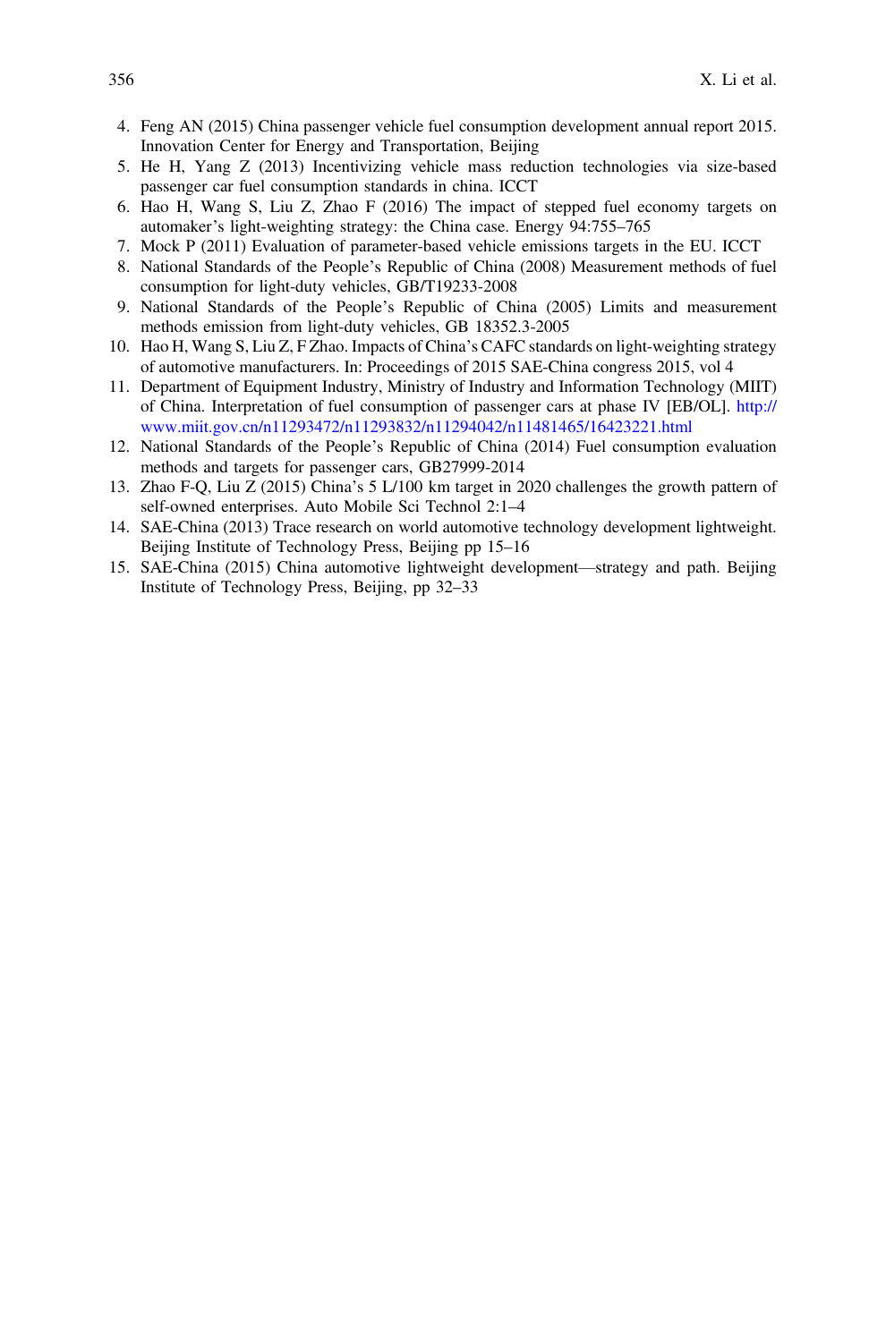4. Feng AN (2015) China passenger vehicle fuel consumption development annual report 2015. Innovation Center for Energy and Transportation, Beijing
5. He H, Yang Z (2013) Incentivizing vehicle mass reduction technologies via size-based passenger car fuel consumption standards in china. ICCT
6. Hao H, Wang S, Liu Z, Zhao F (2016) The impact of stepped fuel economy targets on automaker's light-weighting strategy: the China case. Energy 94:755–765
7. Mock P (2011) Evaluation of parameter-based vehicle emissions targets in the EU. ICCT
8. National Standards of the People's Republic of China (2008) Measurement methods of fuel consumption for light-duty vehicles, GB/T19233-2008
9. National Standards of the People's Republic of China (2005) Limits and measurement methods emission from light-duty vehicles, GB 18352.3-2005
10. Hao H, Wang S, Liu Z, F Zhao. Impacts of China's CAFC standards on light-weighting strategy of automotive manufacturers. In: Proceedings of 2015 SAE-China congress 2015, vol 4
11. Department of Equipment Industry, Ministry of Industry and Information Technology (MIIT) of China. Interpretation of fuel consumption of passenger cars at phase IV [EB/OL]. http://www.miit.gov.cn/n11293472/n11293832/n11294042/n11481465/16423221.html
12. National Standards of the People's Republic of China (2014) Fuel consumption evaluation methods and targets for passenger cars, GB27999-2014
13. Zhao F-Q, Liu Z (2015) China's 5 L/100 km target in 2020 challenges the growth pattern of self-owned enterprises. Auto Mobile Sci Technol 2:1–4
14. SAE-China (2013) Trace research on world automotive technology development lightweight. Beijing Institute of Technology Press, Beijing pp 15–16
15. SAE-China (2015) China automotive lightweight development—strategy and path. Beijing Institute of Technology Press, Beijing, pp 32–33